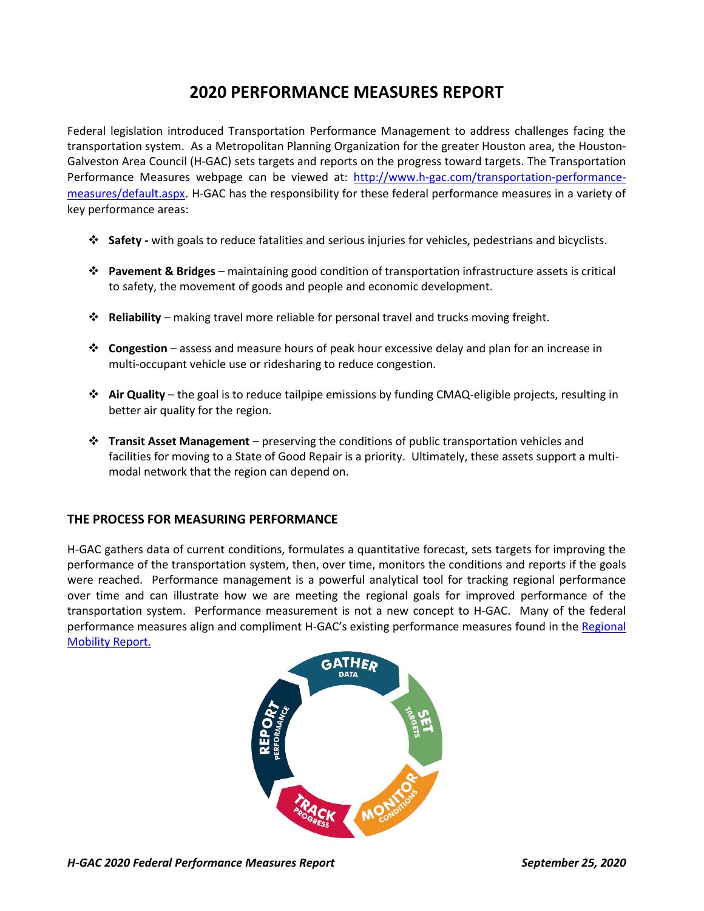# 2020 PERFORMANCE MEASURES REPORT

Federal legislation introduced Transportation Performance Management to address challenges facing the transportation system. As a Metropolitan Planning Organization for the greater Houston area, the Houston-Galveston Area Council (H-GAC) sets targets and reports on the progress toward targets. The Transportation Performance Measures webpage can be viewed at: [http://www.h-gac.com/transportation-performance-measures/default.aspx](http://www.h-gac.com/transportation-performance-measures/default.aspx). H-GAC has the responsibility for these federal performance measures in a variety of key performance areas:

- **Safety -** with goals to reduce fatalities and serious injuries for vehicles, pedestrians and bicyclists.
- **Pavement & Bridges** – maintaining good condition of transportation infrastructure assets is critical to safety, the movement of goods and people and economic development.
- **Reliability** – making travel more reliable for personal travel and trucks moving freight.
- **Congestion** – assess and measure hours of peak hour excessive delay and plan for an increase in multi-occupant vehicle use or ridesharing to reduce congestion.
- **Air Quality** – the goal is to reduce tailpipe emissions by funding CMAQ-eligible projects, resulting in better air quality for the region.
- **Transit Asset Management** – preserving the conditions of public transportation vehicles and facilities for moving to a State of Good Repair is a priority. Ultimately, these assets support a multi-modal network that the region can depend on.

## THE PROCESS FOR MEASURING PERFORMANCE

H-GAC gathers data of current conditions, formulates a quantitative forecast, sets targets for improving the performance of the transportation system, then, over time, monitors the conditions and reports if the goals were reached. Performance management is a powerful analytical tool for tracking regional performance over time and can illustrate how we are meeting the regional goals for improved performance of the transportation system. Performance measurement is not a new concept to H-GAC. Many of the federal performance measures align and compliment H-GAC's existing performance measures found in the Regional Mobility Report.

GATHER DATA → SET TARGETS → MONITOR CONDITIONS → TRACK PROGRESS → REPORT PERFORMANCE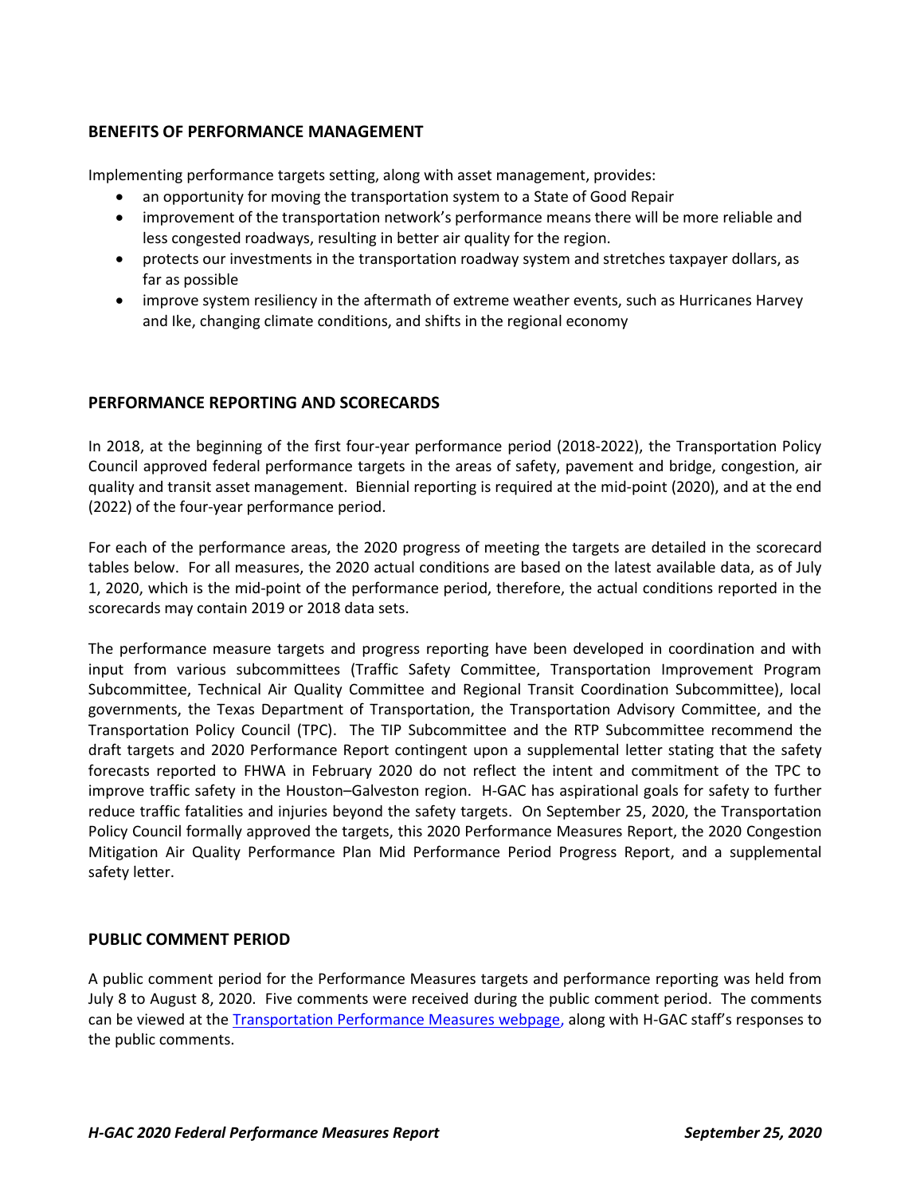## BENEFITS OF PERFORMANCE MANAGEMENT

Implementing performance targets setting, along with asset management, provides:

- an opportunity for moving the transportation system to a State of Good Repair
- improvement of the transportation network's performance means there will be more reliable and less congested roadways, resulting in better air quality for the region.
- protects our investments in the transportation roadway system and stretches taxpayer dollars, as far as possible
- improve system resiliency in the aftermath of extreme weather events, such as Hurricanes Harvey and Ike, changing climate conditions, and shifts in the regional economy

## PERFORMANCE REPORTING AND SCORECARDS

In 2018, at the beginning of the first four-year performance period (2018-2022), the Transportation Policy Council approved federal performance targets in the areas of safety, pavement and bridge, congestion, air quality and transit asset management. Biennial reporting is required at the mid-point (2020), and at the end (2022) of the four-year performance period.

For each of the performance areas, the 2020 progress of meeting the targets are detailed in the scorecard tables below. For all measures, the 2020 actual conditions are based on the latest available data, as of July 1, 2020, which is the mid-point of the performance period, therefore, the actual conditions reported in the scorecards may contain 2019 or 2018 data sets.

The performance measure targets and progress reporting have been developed in coordination and with input from various subcommittees (Traffic Safety Committee, Transportation Improvement Program Subcommittee, Technical Air Quality Committee and Regional Transit Coordination Subcommittee), local governments, the Texas Department of Transportation, the Transportation Advisory Committee, and the Transportation Policy Council (TPC). The TIP Subcommittee and the RTP Subcommittee recommend the draft targets and 2020 Performance Report contingent upon a supplemental letter stating that the safety forecasts reported to FHWA in February 2020 do not reflect the intent and commitment of the TPC to improve traffic safety in the Houston–Galveston region. H-GAC has aspirational goals for safety to further reduce traffic fatalities and injuries beyond the safety targets. On September 25, 2020, the Transportation Policy Council formally approved the targets, this 2020 Performance Measures Report, the 2020 Congestion Mitigation Air Quality Performance Plan Mid Performance Period Progress Report, and a supplemental safety letter.

## PUBLIC COMMENT PERIOD

A public comment period for the Performance Measures targets and performance reporting was held from July 8 to August 8, 2020. Five comments were received during the public comment period. The comments can be viewed at the Transportation Performance Measures webpage, along with H-GAC staff's responses to the public comments.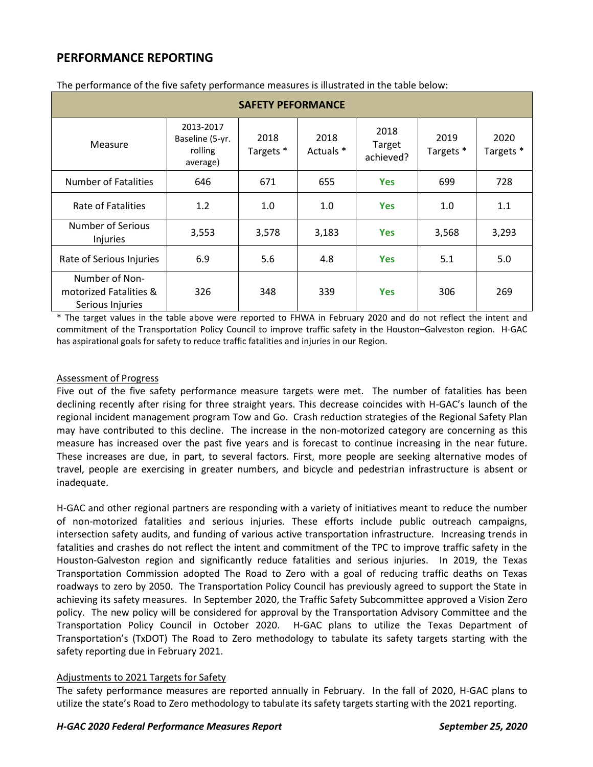## PERFORMANCE REPORTING

The performance of the five safety performance measures is illustrated in the table below:

| SAFETY PEFORMANCE | | | | | | |
|---|---|---|---|---|---|---|
| Measure | 2013-2017 Baseline (5-yr. rolling average) | 2018 Targets * | 2018 Actuals * | 2018 Target achieved? | 2019 Targets * | 2020 Targets * |
| Number of Fatalities | 646 | 671 | 655 | **Yes** | 699 | 728 |
| Rate of Fatalities | 1.2 | 1.0 | 1.0 | **Yes** | 1.0 | 1.1 |
| Number of Serious Injuries | 3,553 | 3,578 | 3,183 | **Yes** | 3,568 | 3,293 |
| Rate of Serious Injuries | 6.9 | 5.6 | 4.8 | **Yes** | 5.1 | 5.0 |
| Number of Non-motorized Fatalities & Serious Injuries | 326 | 348 | 339 | **Yes** | 306 | 269 |

* The target values in the table above were reported to FHWA in February 2020 and do not reflect the intent and commitment of the Transportation Policy Council to improve traffic safety in the Houston–Galveston region. H-GAC has aspirational goals for safety to reduce traffic fatalities and injuries in our Region.

### Assessment of Progress

Five out of the five safety performance measure targets were met. The number of fatalities has been declining recently after rising for three straight years. This decrease coincides with H-GAC's launch of the regional incident management program Tow and Go. Crash reduction strategies of the Regional Safety Plan may have contributed to this decline. The increase in the non-motorized category are concerning as this measure has increased over the past five years and is forecast to continue increasing in the near future. These increases are due, in part, to several factors. First, more people are seeking alternative modes of travel, people are exercising in greater numbers, and bicycle and pedestrian infrastructure is absent or inadequate.

H-GAC and other regional partners are responding with a variety of initiatives meant to reduce the number of non-motorized fatalities and serious injuries. These efforts include public outreach campaigns, intersection safety audits, and funding of various active transportation infrastructure. Increasing trends in fatalities and crashes do not reflect the intent and commitment of the TPC to improve traffic safety in the Houston-Galveston region and significantly reduce fatalities and serious injuries. In 2019, the Texas Transportation Commission adopted The Road to Zero with a goal of reducing traffic deaths on Texas roadways to zero by 2050. The Transportation Policy Council has previously agreed to support the State in achieving its safety measures. In September 2020, the Traffic Safety Subcommittee approved a Vision Zero policy. The new policy will be considered for approval by the Transportation Advisory Committee and the Transportation Policy Council in October 2020. H-GAC plans to utilize the Texas Department of Transportation's (TxDOT) The Road to Zero methodology to tabulate its safety targets starting with the safety reporting due in February 2021.

### Adjustments to 2021 Targets for Safety

The safety performance measures are reported annually in February. In the fall of 2020, H-GAC plans to utilize the state's Road to Zero methodology to tabulate its safety targets starting with the 2021 reporting.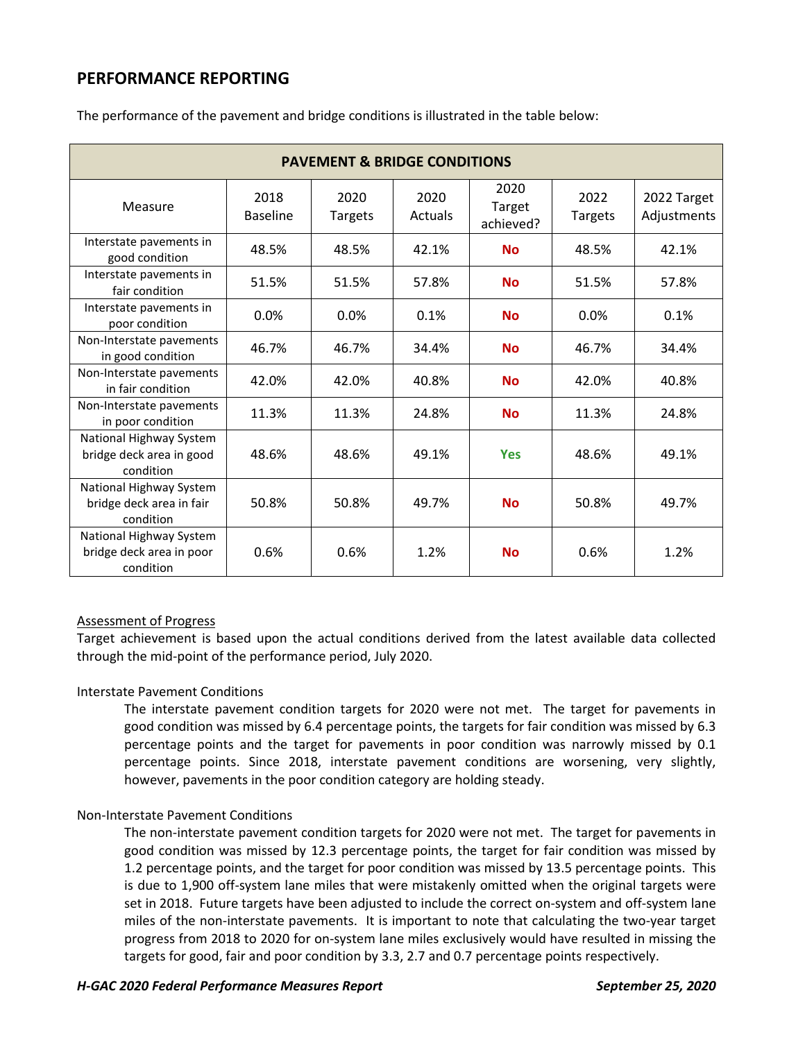## PERFORMANCE REPORTING

The performance of the pavement and bridge conditions is illustrated in the table below:

| PAVEMENT & BRIDGE CONDITIONS | | | | | | |
|---|---|---|---|---|---|---|
| Measure | 2018 Baseline | 2020 Targets | 2020 Actuals | 2020 Target achieved? | 2022 Targets | 2022 Target Adjustments |
| Interstate pavements in good condition | 48.5% | 48.5% | 42.1% | **No** | 48.5% | 42.1% |
| Interstate pavements in fair condition | 51.5% | 51.5% | 57.8% | **No** | 51.5% | 57.8% |
| Interstate pavements in poor condition | 0.0% | 0.0% | 0.1% | **No** | 0.0% | 0.1% |
| Non-Interstate pavements in good condition | 46.7% | 46.7% | 34.4% | **No** | 46.7% | 34.4% |
| Non-Interstate pavements in fair condition | 42.0% | 42.0% | 40.8% | **No** | 42.0% | 40.8% |
| Non-Interstate pavements in poor condition | 11.3% | 11.3% | 24.8% | **No** | 11.3% | 24.8% |
| National Highway System bridge deck area in good condition | 48.6% | 48.6% | 49.1% | **Yes** | 48.6% | 49.1% |
| National Highway System bridge deck area in fair condition | 50.8% | 50.8% | 49.7% | **No** | 50.8% | 49.7% |
| National Highway System bridge deck area in poor condition | 0.6% | 0.6% | 1.2% | **No** | 0.6% | 1.2% |

Assessment of Progress

Target achievement is based upon the actual conditions derived from the latest available data collected through the mid-point of the performance period, July 2020.

Interstate Pavement Conditions

The interstate pavement condition targets for 2020 were not met. The target for pavements in good condition was missed by 6.4 percentage points, the targets for fair condition was missed by 6.3 percentage points and the target for pavements in poor condition was narrowly missed by 0.1 percentage points. Since 2018, interstate pavement conditions are worsening, very slightly, however, pavements in the poor condition category are holding steady.

Non-Interstate Pavement Conditions

The non-interstate pavement condition targets for 2020 were not met. The target for pavements in good condition was missed by 12.3 percentage points, the target for fair condition was missed by 1.2 percentage points, and the target for poor condition was missed by 13.5 percentage points. This is due to 1,900 off-system lane miles that were mistakenly omitted when the original targets were set in 2018. Future targets have been adjusted to include the correct on-system and off-system lane miles of the non-interstate pavements. It is important to note that calculating the two-year target progress from 2018 to 2020 for on-system lane miles exclusively would have resulted in missing the targets for good, fair and poor condition by 3.3, 2.7 and 0.7 percentage points respectively.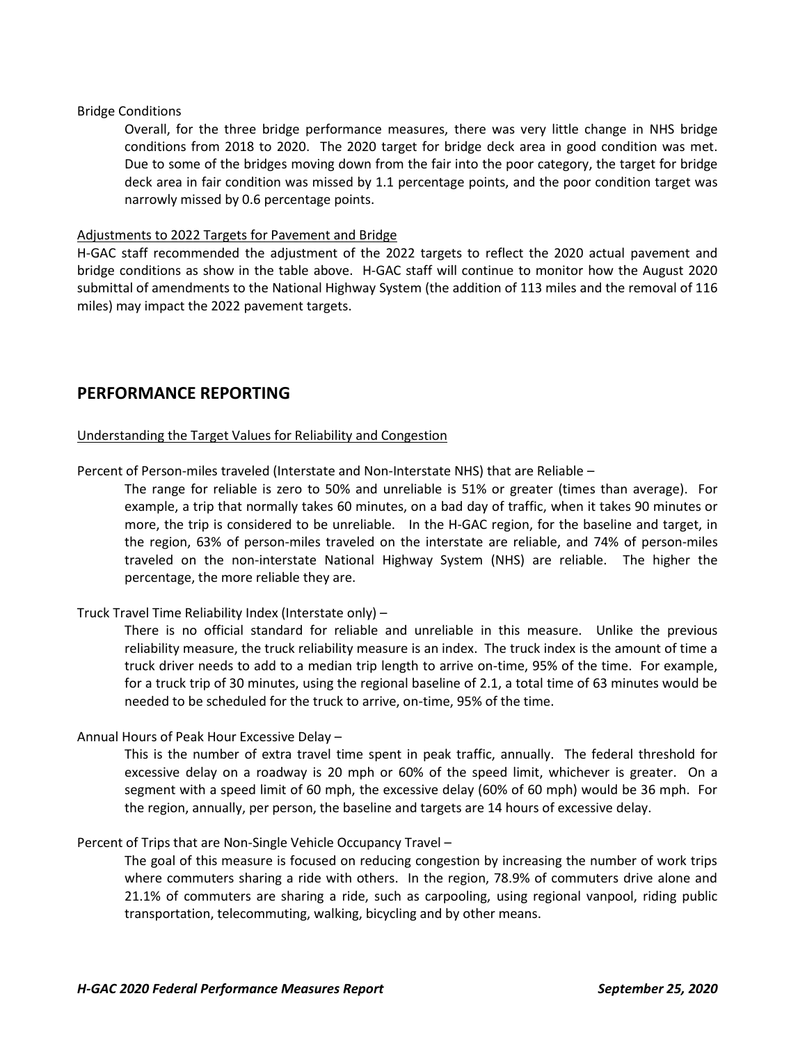Bridge Conditions

Overall, for the three bridge performance measures, there was very little change in NHS bridge conditions from 2018 to 2020. The 2020 target for bridge deck area in good condition was met. Due to some of the bridges moving down from the fair into the poor category, the target for bridge deck area in fair condition was missed by 1.1 percentage points, and the poor condition target was narrowly missed by 0.6 percentage points.

Adjustments to 2022 Targets for Pavement and Bridge

H-GAC staff recommended the adjustment of the 2022 targets to reflect the 2020 actual pavement and bridge conditions as show in the table above. H-GAC staff will continue to monitor how the August 2020 submittal of amendments to the National Highway System (the addition of 113 miles and the removal of 116 miles) may impact the 2022 pavement targets.

## PERFORMANCE REPORTING

Understanding the Target Values for Reliability and Congestion

Percent of Person-miles traveled (Interstate and Non-Interstate NHS) that are Reliable –

The range for reliable is zero to 50% and unreliable is 51% or greater (times than average). For example, a trip that normally takes 60 minutes, on a bad day of traffic, when it takes 90 minutes or more, the trip is considered to be unreliable. In the H-GAC region, for the baseline and target, in the region, 63% of person-miles traveled on the interstate are reliable, and 74% of person-miles traveled on the non-interstate National Highway System (NHS) are reliable. The higher the percentage, the more reliable they are.

Truck Travel Time Reliability Index (Interstate only) –

There is no official standard for reliable and unreliable in this measure. Unlike the previous reliability measure, the truck reliability measure is an index. The truck index is the amount of time a truck driver needs to add to a median trip length to arrive on-time, 95% of the time. For example, for a truck trip of 30 minutes, using the regional baseline of 2.1, a total time of 63 minutes would be needed to be scheduled for the truck to arrive, on-time, 95% of the time.

Annual Hours of Peak Hour Excessive Delay –

This is the number of extra travel time spent in peak traffic, annually. The federal threshold for excessive delay on a roadway is 20 mph or 60% of the speed limit, whichever is greater. On a segment with a speed limit of 60 mph, the excessive delay (60% of 60 mph) would be 36 mph. For the region, annually, per person, the baseline and targets are 14 hours of excessive delay.

Percent of Trips that are Non-Single Vehicle Occupancy Travel –

The goal of this measure is focused on reducing congestion by increasing the number of work trips where commuters sharing a ride with others. In the region, 78.9% of commuters drive alone and 21.1% of commuters are sharing a ride, such as carpooling, using regional vanpool, riding public transportation, telecommuting, walking, bicycling and by other means.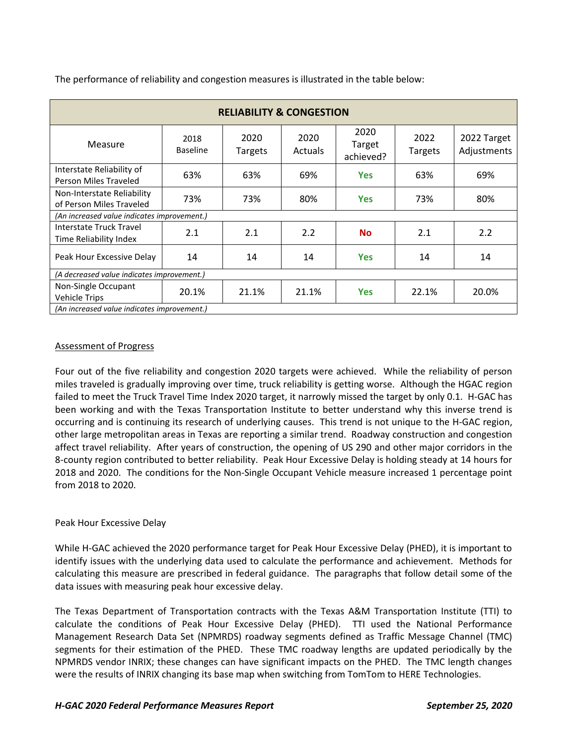The performance of reliability and congestion measures is illustrated in the table below:

| RELIABILITY & CONGESTION | | | | | | |
|---|---|---|---|---|---|---|
| Measure | 2018 Baseline | 2020 Targets | 2020 Actuals | 2020 Target achieved? | 2022 Targets | 2022 Target Adjustments |
| Interstate Reliability of Person Miles Traveled | 63% | 63% | 69% | **Yes** | 63% | 69% |
| Non-Interstate Reliability of Person Miles Traveled | 73% | 73% | 80% | **Yes** | 73% | 80% |
| *(An increased value indicates improvement.)* | | | | | | |
| Interstate Truck Travel Time Reliability Index | 2.1 | 2.1 | 2.2 | **No** | 2.1 | 2.2 |
| Peak Hour Excessive Delay | 14 | 14 | 14 | **Yes** | 14 | 14 |
| *(A decreased value indicates improvement.)* | | | | | | |
| Non-Single Occupant Vehicle Trips | 20.1% | 21.1% | 21.1% | **Yes** | 22.1% | 20.0% |
| *(An increased value indicates improvement.)* | | | | | | |

## Assessment of Progress

Four out of the five reliability and congestion 2020 targets were achieved. While the reliability of person miles traveled is gradually improving over time, truck reliability is getting worse. Although the HGAC region failed to meet the Truck Travel Time Index 2020 target, it narrowly missed the target by only 0.1. H-GAC has been working and with the Texas Transportation Institute to better understand why this inverse trend is occurring and is continuing its research of underlying causes. This trend is not unique to the H-GAC region, other large metropolitan areas in Texas are reporting a similar trend. Roadway construction and congestion affect travel reliability. After years of construction, the opening of US 290 and other major corridors in the 8-county region contributed to better reliability. Peak Hour Excessive Delay is holding steady at 14 hours for 2018 and 2020. The conditions for the Non-Single Occupant Vehicle measure increased 1 percentage point from 2018 to 2020.

### Peak Hour Excessive Delay

While H-GAC achieved the 2020 performance target for Peak Hour Excessive Delay (PHED), it is important to identify issues with the underlying data used to calculate the performance and achievement. Methods for calculating this measure are prescribed in federal guidance. The paragraphs that follow detail some of the data issues with measuring peak hour excessive delay.

The Texas Department of Transportation contracts with the Texas A&M Transportation Institute (TTI) to calculate the conditions of Peak Hour Excessive Delay (PHED). TTI used the National Performance Management Research Data Set (NPMRDS) roadway segments defined as Traffic Message Channel (TMC) segments for their estimation of the PHED. These TMC roadway lengths are updated periodically by the NPMRDS vendor INRIX; these changes can have significant impacts on the PHED. The TMC length changes were the results of INRIX changing its base map when switching from TomTom to HERE Technologies.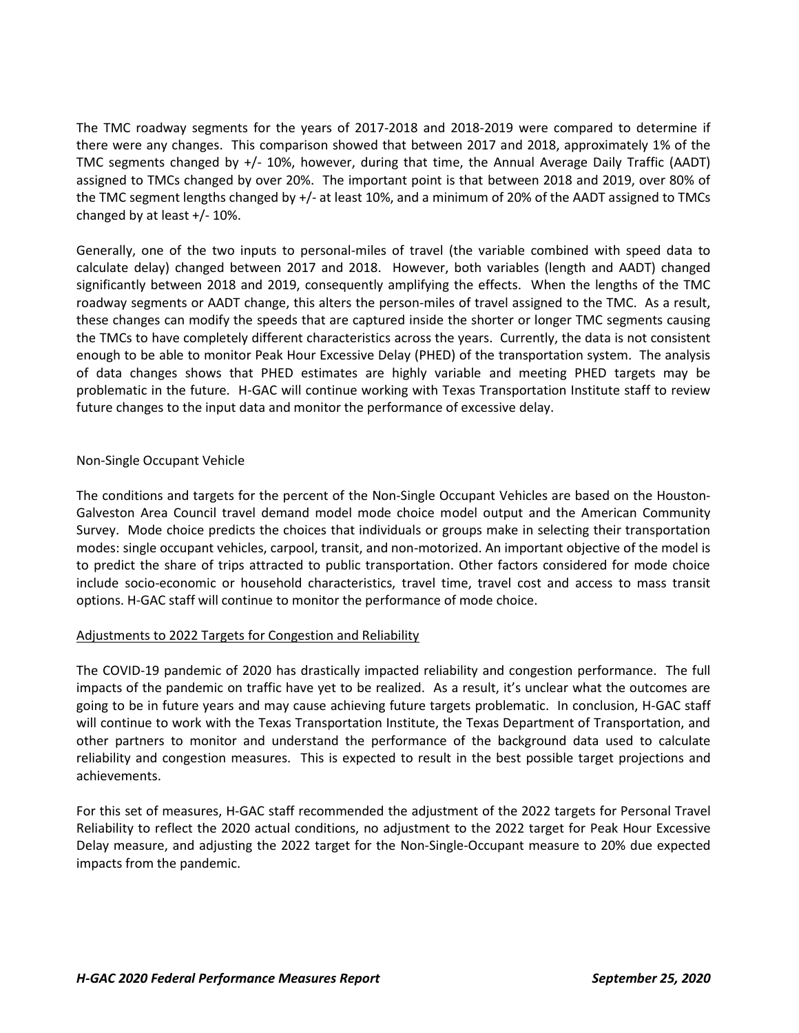The TMC roadway segments for the years of 2017-2018 and 2018-2019 were compared to determine if there were any changes. This comparison showed that between 2017 and 2018, approximately 1% of the TMC segments changed by +/- 10%, however, during that time, the Annual Average Daily Traffic (AADT) assigned to TMCs changed by over 20%. The important point is that between 2018 and 2019, over 80% of the TMC segment lengths changed by +/- at least 10%, and a minimum of 20% of the AADT assigned to TMCs changed by at least +/- 10%.

Generally, one of the two inputs to personal-miles of travel (the variable combined with speed data to calculate delay) changed between 2017 and 2018. However, both variables (length and AADT) changed significantly between 2018 and 2019, consequently amplifying the effects. When the lengths of the TMC roadway segments or AADT change, this alters the person-miles of travel assigned to the TMC. As a result, these changes can modify the speeds that are captured inside the shorter or longer TMC segments causing the TMCs to have completely different characteristics across the years. Currently, the data is not consistent enough to be able to monitor Peak Hour Excessive Delay (PHED) of the transportation system. The analysis of data changes shows that PHED estimates are highly variable and meeting PHED targets may be problematic in the future. H-GAC will continue working with Texas Transportation Institute staff to review future changes to the input data and monitor the performance of excessive delay.

Non-Single Occupant Vehicle

The conditions and targets for the percent of the Non-Single Occupant Vehicles are based on the Houston-Galveston Area Council travel demand model mode choice model output and the American Community Survey. Mode choice predicts the choices that individuals or groups make in selecting their transportation modes: single occupant vehicles, carpool, transit, and non-motorized. An important objective of the model is to predict the share of trips attracted to public transportation. Other factors considered for mode choice include socio-economic or household characteristics, travel time, travel cost and access to mass transit options. H-GAC staff will continue to monitor the performance of mode choice.

<u>Adjustments to 2022 Targets for Congestion and Reliability</u>

The COVID-19 pandemic of 2020 has drastically impacted reliability and congestion performance. The full impacts of the pandemic on traffic have yet to be realized. As a result, it's unclear what the outcomes are going to be in future years and may cause achieving future targets problematic. In conclusion, H-GAC staff will continue to work with the Texas Transportation Institute, the Texas Department of Transportation, and other partners to monitor and understand the performance of the background data used to calculate reliability and congestion measures. This is expected to result in the best possible target projections and achievements.

For this set of measures, H-GAC staff recommended the adjustment of the 2022 targets for Personal Travel Reliability to reflect the 2020 actual conditions, no adjustment to the 2022 target for Peak Hour Excessive Delay measure, and adjusting the 2022 target for the Non-Single-Occupant measure to 20% due expected impacts from the pandemic.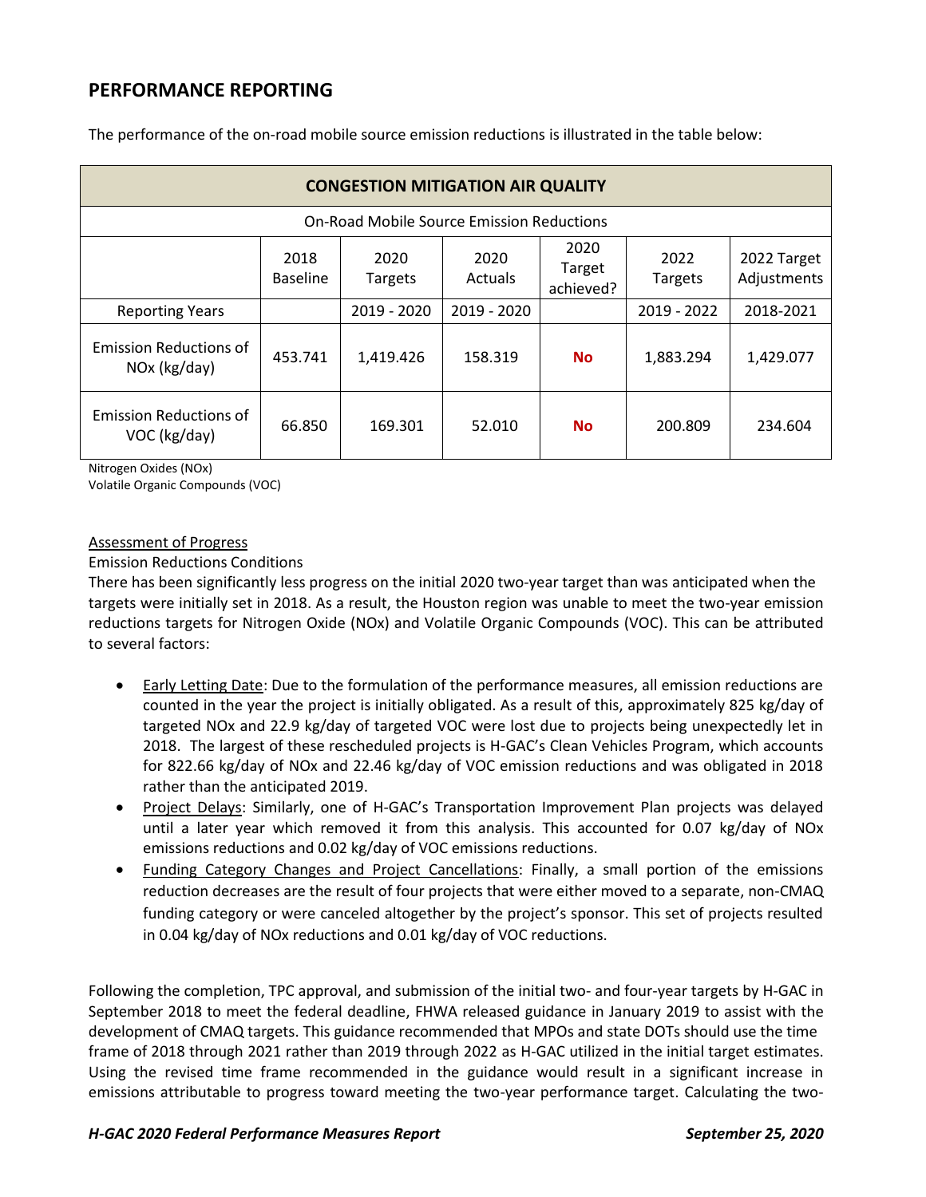## PERFORMANCE REPORTING

The performance of the on-road mobile source emission reductions is illustrated in the table below:

| CONGESTION MITIGATION AIR QUALITY | | | | | | |
|---|---|---|---|---|---|---|
| On-Road Mobile Source Emission Reductions | | | | | | |
| | 2018 Baseline | 2020 Targets | 2020 Actuals | 2020 Target achieved? | 2022 Targets | 2022 Target Adjustments |
| Reporting Years | | 2019 - 2020 | 2019 - 2020 | | 2019 - 2022 | 2018-2021 |
| Emission Reductions of NOx (kg/day) | 453.741 | 1,419.426 | 158.319 | **No** | 1,883.294 | 1,429.077 |
| Emission Reductions of VOC (kg/day) | 66.850 | 169.301 | 52.010 | **No** | 200.809 | 234.604 |

Nitrogen Oxides (NOx)
Volatile Organic Compounds (VOC)

Assessment of Progress

Emission Reductions Conditions

There has been significantly less progress on the initial 2020 two-year target than was anticipated when the targets were initially set in 2018. As a result, the Houston region was unable to meet the two-year emission reductions targets for Nitrogen Oxide (NOx) and Volatile Organic Compounds (VOC). This can be attributed to several factors:

- Early Letting Date: Due to the formulation of the performance measures, all emission reductions are counted in the year the project is initially obligated. As a result of this, approximately 825 kg/day of targeted NOx and 22.9 kg/day of targeted VOC were lost due to projects being unexpectedly let in 2018. The largest of these rescheduled projects is H-GAC's Clean Vehicles Program, which accounts for 822.66 kg/day of NOx and 22.46 kg/day of VOC emission reductions and was obligated in 2018 rather than the anticipated 2019.
- Project Delays: Similarly, one of H-GAC's Transportation Improvement Plan projects was delayed until a later year which removed it from this analysis. This accounted for 0.07 kg/day of NOx emissions reductions and 0.02 kg/day of VOC emissions reductions.
- Funding Category Changes and Project Cancellations: Finally, a small portion of the emissions reduction decreases are the result of four projects that were either moved to a separate, non-CMAQ funding category or were canceled altogether by the project's sponsor. This set of projects resulted in 0.04 kg/day of NOx reductions and 0.01 kg/day of VOC reductions.

Following the completion, TPC approval, and submission of the initial two- and four-year targets by H-GAC in September 2018 to meet the federal deadline, FHWA released guidance in January 2019 to assist with the development of CMAQ targets. This guidance recommended that MPOs and state DOTs should use the time frame of 2018 through 2021 rather than 2019 through 2022 as H-GAC utilized in the initial target estimates. Using the revised time frame recommended in the guidance would result in a significant increase in emissions attributable to progress toward meeting the two-year performance target. Calculating the two-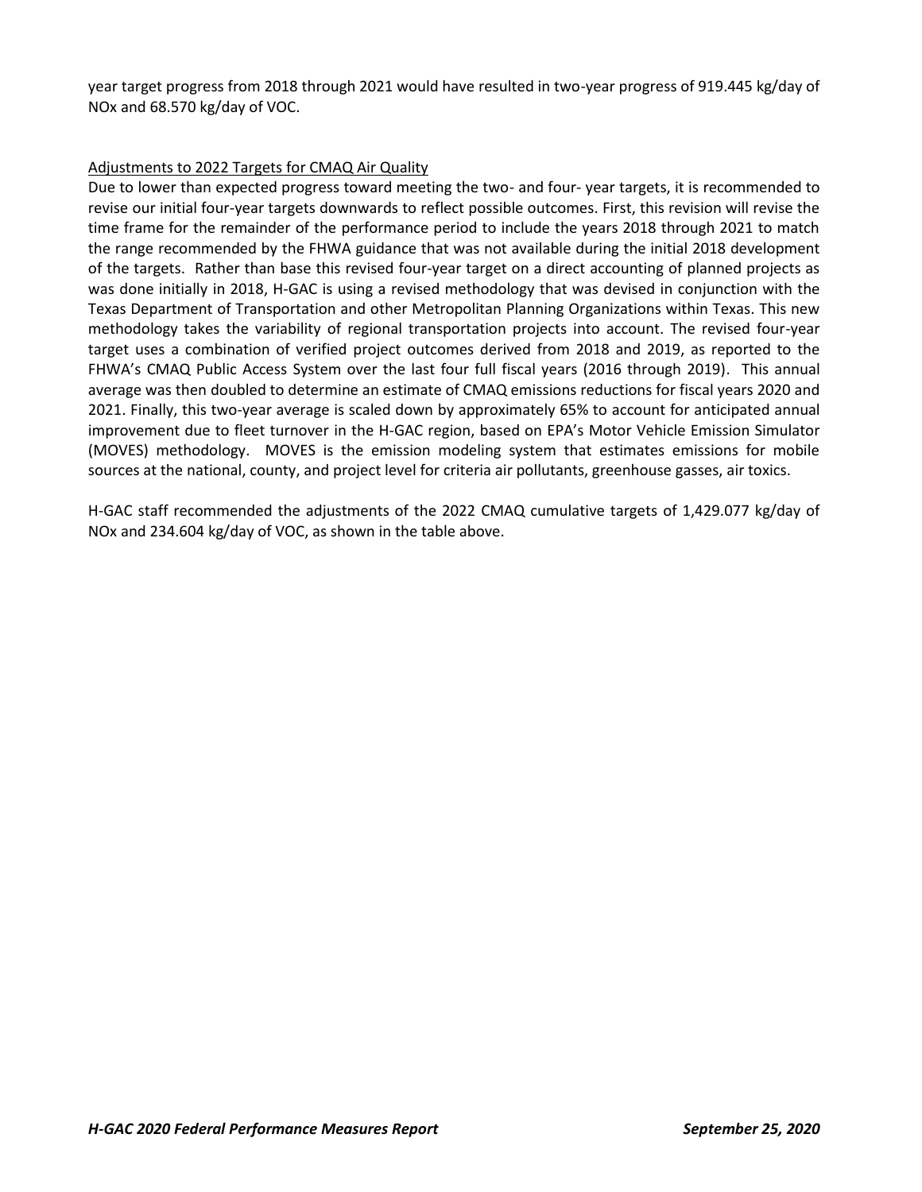year target progress from 2018 through 2021 would have resulted in two-year progress of 919.445 kg/day of NOx and 68.570 kg/day of VOC.

Adjustments to 2022 Targets for CMAQ Air Quality

Due to lower than expected progress toward meeting the two- and four- year targets, it is recommended to revise our initial four-year targets downwards to reflect possible outcomes. First, this revision will revise the time frame for the remainder of the performance period to include the years 2018 through 2021 to match the range recommended by the FHWA guidance that was not available during the initial 2018 development of the targets. Rather than base this revised four-year target on a direct accounting of planned projects as was done initially in 2018, H-GAC is using a revised methodology that was devised in conjunction with the Texas Department of Transportation and other Metropolitan Planning Organizations within Texas. This new methodology takes the variability of regional transportation projects into account. The revised four-year target uses a combination of verified project outcomes derived from 2018 and 2019, as reported to the FHWA's CMAQ Public Access System over the last four full fiscal years (2016 through 2019). This annual average was then doubled to determine an estimate of CMAQ emissions reductions for fiscal years 2020 and 2021. Finally, this two-year average is scaled down by approximately 65% to account for anticipated annual improvement due to fleet turnover in the H-GAC region, based on EPA's Motor Vehicle Emission Simulator (MOVES) methodology. MOVES is the emission modeling system that estimates emissions for mobile sources at the national, county, and project level for criteria air pollutants, greenhouse gasses, air toxics.

H-GAC staff recommended the adjustments of the 2022 CMAQ cumulative targets of 1,429.077 kg/day of NOx and 234.604 kg/day of VOC, as shown in the table above.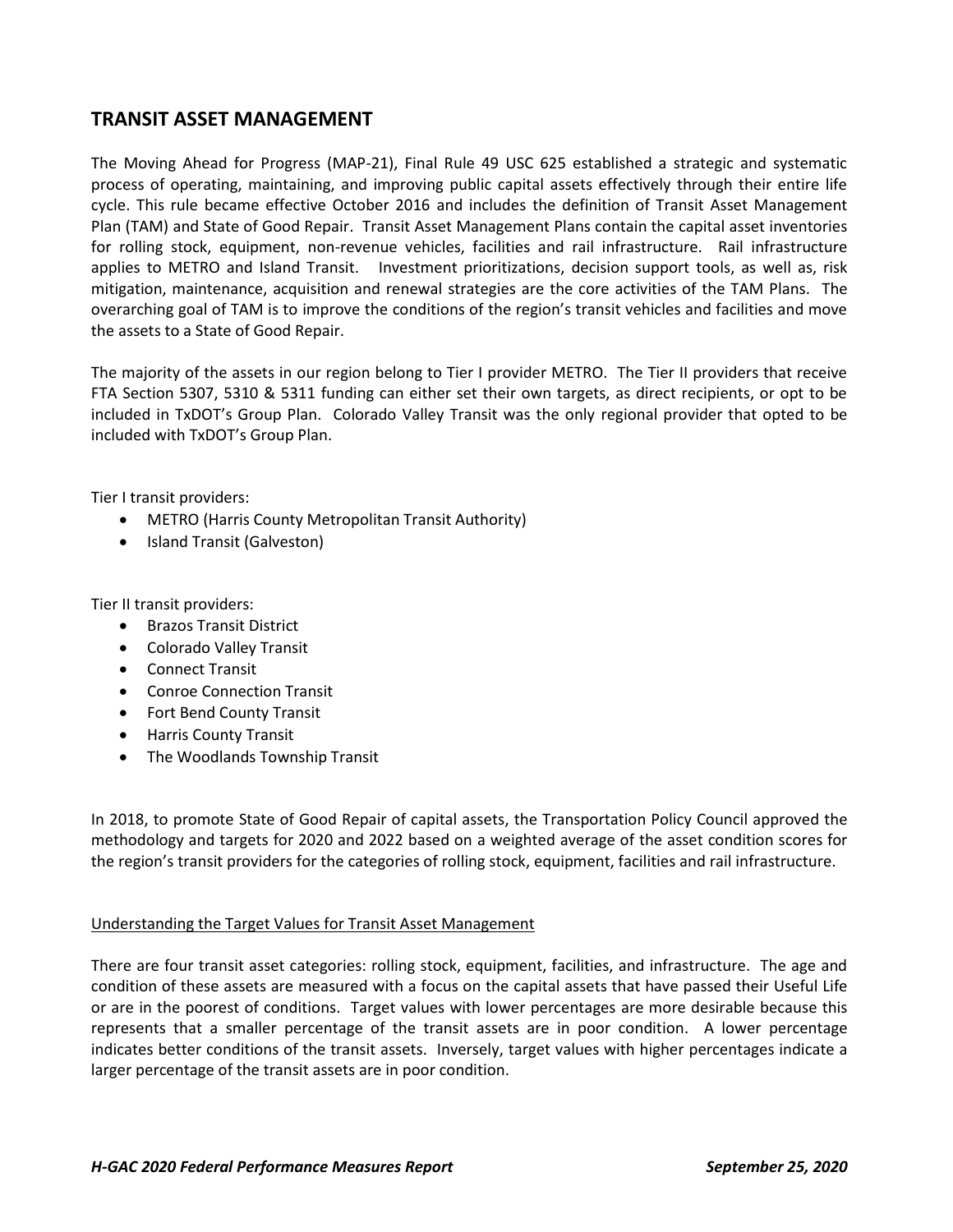## TRANSIT ASSET MANAGEMENT

The Moving Ahead for Progress (MAP-21), Final Rule 49 USC 625 established a strategic and systematic process of operating, maintaining, and improving public capital assets effectively through their entire life cycle. This rule became effective October 2016 and includes the definition of Transit Asset Management Plan (TAM) and State of Good Repair. Transit Asset Management Plans contain the capital asset inventories for rolling stock, equipment, non-revenue vehicles, facilities and rail infrastructure. Rail infrastructure applies to METRO and Island Transit. Investment prioritizations, decision support tools, as well as, risk mitigation, maintenance, acquisition and renewal strategies are the core activities of the TAM Plans. The overarching goal of TAM is to improve the conditions of the region's transit vehicles and facilities and move the assets to a State of Good Repair.

The majority of the assets in our region belong to Tier I provider METRO. The Tier II providers that receive FTA Section 5307, 5310 & 5311 funding can either set their own targets, as direct recipients, or opt to be included in TxDOT's Group Plan. Colorado Valley Transit was the only regional provider that opted to be included with TxDOT's Group Plan.

Tier I transit providers:

- METRO (Harris County Metropolitan Transit Authority)
- Island Transit (Galveston)

Tier II transit providers:

- Brazos Transit District
- Colorado Valley Transit
- Connect Transit
- Conroe Connection Transit
- Fort Bend County Transit
- Harris County Transit
- The Woodlands Township Transit

In 2018, to promote State of Good Repair of capital assets, the Transportation Policy Council approved the methodology and targets for 2020 and 2022 based on a weighted average of the asset condition scores for the region's transit providers for the categories of rolling stock, equipment, facilities and rail infrastructure.

<u>Understanding the Target Values for Transit Asset Management</u>

There are four transit asset categories: rolling stock, equipment, facilities, and infrastructure. The age and condition of these assets are measured with a focus on the capital assets that have passed their Useful Life or are in the poorest of conditions. Target values with lower percentages are more desirable because this represents that a smaller percentage of the transit assets are in poor condition. A lower percentage indicates better conditions of the transit assets. Inversely, target values with higher percentages indicate a larger percentage of the transit assets are in poor condition.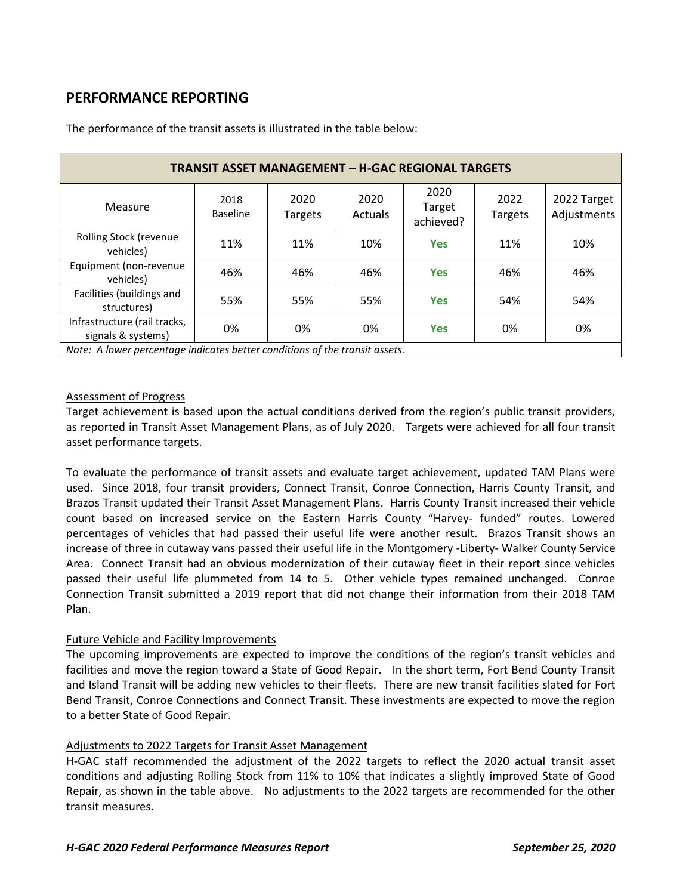## PERFORMANCE REPORTING

The performance of the transit assets is illustrated in the table below:

| TRANSIT ASSET MANAGEMENT – H-GAC REGIONAL TARGETS | | | | | | |
|---|---|---|---|---|---|---|
| Measure | 2018 Baseline | 2020 Targets | 2020 Actuals | 2020 Target achieved? | 2022 Targets | 2022 Target Adjustments |
| Rolling Stock (revenue vehicles) | 11% | 11% | 10% | **Yes** | 11% | 10% |
| Equipment (non-revenue vehicles) | 46% | 46% | 46% | **Yes** | 46% | 46% |
| Facilities (buildings and structures) | 55% | 55% | 55% | **Yes** | 54% | 54% |
| Infrastructure (rail tracks, signals & systems) | 0% | 0% | 0% | **Yes** | 0% | 0% |

*Note: A lower percentage indicates better conditions of the transit assets.*

### Assessment of Progress

Target achievement is based upon the actual conditions derived from the region's public transit providers, as reported in Transit Asset Management Plans, as of July 2020. Targets were achieved for all four transit asset performance targets.

To evaluate the performance of transit assets and evaluate target achievement, updated TAM Plans were used. Since 2018, four transit providers, Connect Transit, Conroe Connection, Harris County Transit, and Brazos Transit updated their Transit Asset Management Plans. Harris County Transit increased their vehicle count based on increased service on the Eastern Harris County "Harvey- funded" routes. Lowered percentages of vehicles that had passed their useful life were another result. Brazos Transit shows an increase of three in cutaway vans passed their useful life in the Montgomery -Liberty- Walker County Service Area. Connect Transit had an obvious modernization of their cutaway fleet in their report since vehicles passed their useful life plummeted from 14 to 5. Other vehicle types remained unchanged. Conroe Connection Transit submitted a 2019 report that did not change their information from their 2018 TAM Plan.

### Future Vehicle and Facility Improvements

The upcoming improvements are expected to improve the conditions of the region's transit vehicles and facilities and move the region toward a State of Good Repair. In the short term, Fort Bend County Transit and Island Transit will be adding new vehicles to their fleets. There are new transit facilities slated for Fort Bend Transit, Conroe Connections and Connect Transit. These investments are expected to move the region to a better State of Good Repair.

### Adjustments to 2022 Targets for Transit Asset Management

H-GAC staff recommended the adjustment of the 2022 targets to reflect the 2020 actual transit asset conditions and adjusting Rolling Stock from 11% to 10% that indicates a slightly improved State of Good Repair, as shown in the table above. No adjustments to the 2022 targets are recommended for the other transit measures.